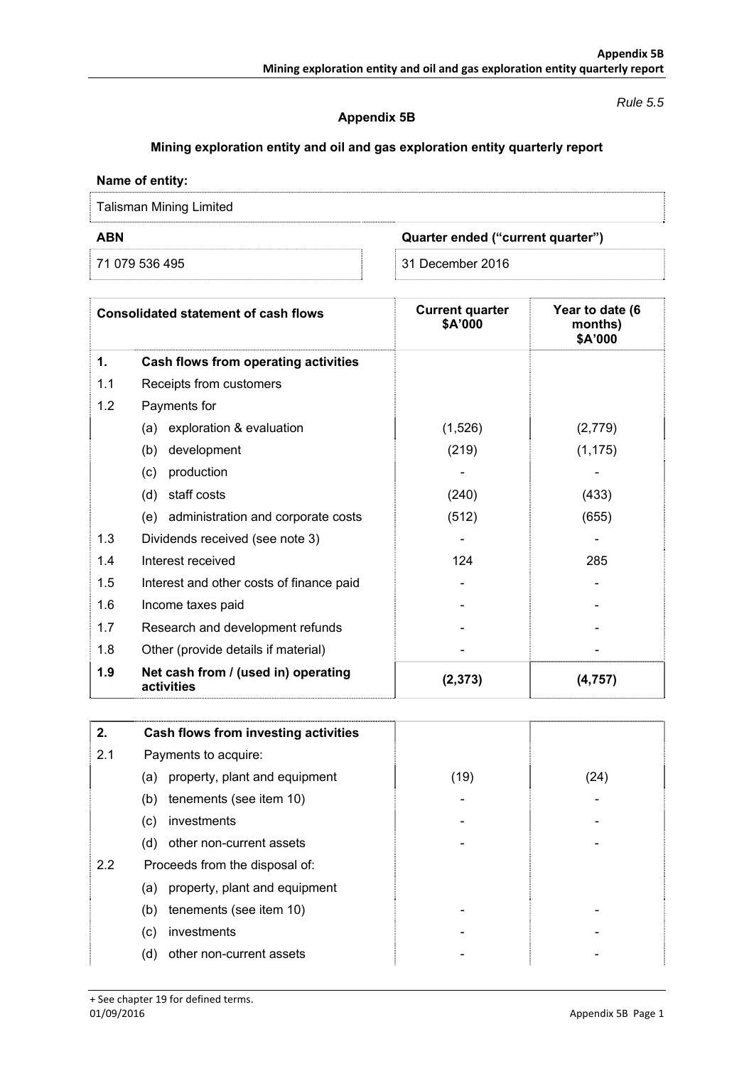*Rule 5.5*

**Appendix 5B**

**Mining exploration entity and oil and gas exploration entity quarterly report**

**Name of entity:**

| |
|---|
| Talisman Mining Limited |

| ABN | Quarter ended ("current quarter") |
|---|---|
| 71 079 536 495 | 31 December 2016 |

| Consolidated statement of cash flows | | Current quarter $A'000 | Year to date (6 months) $A'000 |
|---|---|---|---|
| **1.** | **Cash flows from operating activities** | | |
| 1.1 | Receipts from customers | | |
| 1.2 | Payments for | | |
| | (a) exploration & evaluation | (1,526) | (2,779) |
| | (b) development | (219) | (1,175) |
| | (c) production | - | - |
| | (d) staff costs | (240) | (433) |
| | (e) administration and corporate costs | (512) | (655) |
| 1.3 | Dividends received (see note 3) | - | - |
| 1.4 | Interest received | 124 | 285 |
| 1.5 | Interest and other costs of finance paid | - | - |
| 1.6 | Income taxes paid | - | - |
| 1.7 | Research and development refunds | - | - |
| 1.8 | Other (provide details if material) | - | - |
| **1.9** | **Net cash from / (used in) operating activities** | **(2,373)** | **(4,757)** |

| | | | |
|---|---|---|---|
| **2.** | **Cash flows from investing activities** | | |
| 2.1 | Payments to acquire: | | |
| | (a) property, plant and equipment | (19) | (24) |
| | (b) tenements (see item 10) | - | - |
| | (c) investments | - | - |
| | (d) other non-current assets | - | - |
| 2.2 | Proceeds from the disposal of: | | |
| | (a) property, plant and equipment | | |
| | (b) tenements (see item 10) | - | - |
| | (c) investments | - | - |
| | (d) other non-current assets | - | - |

+ See chapter 19 for defined terms.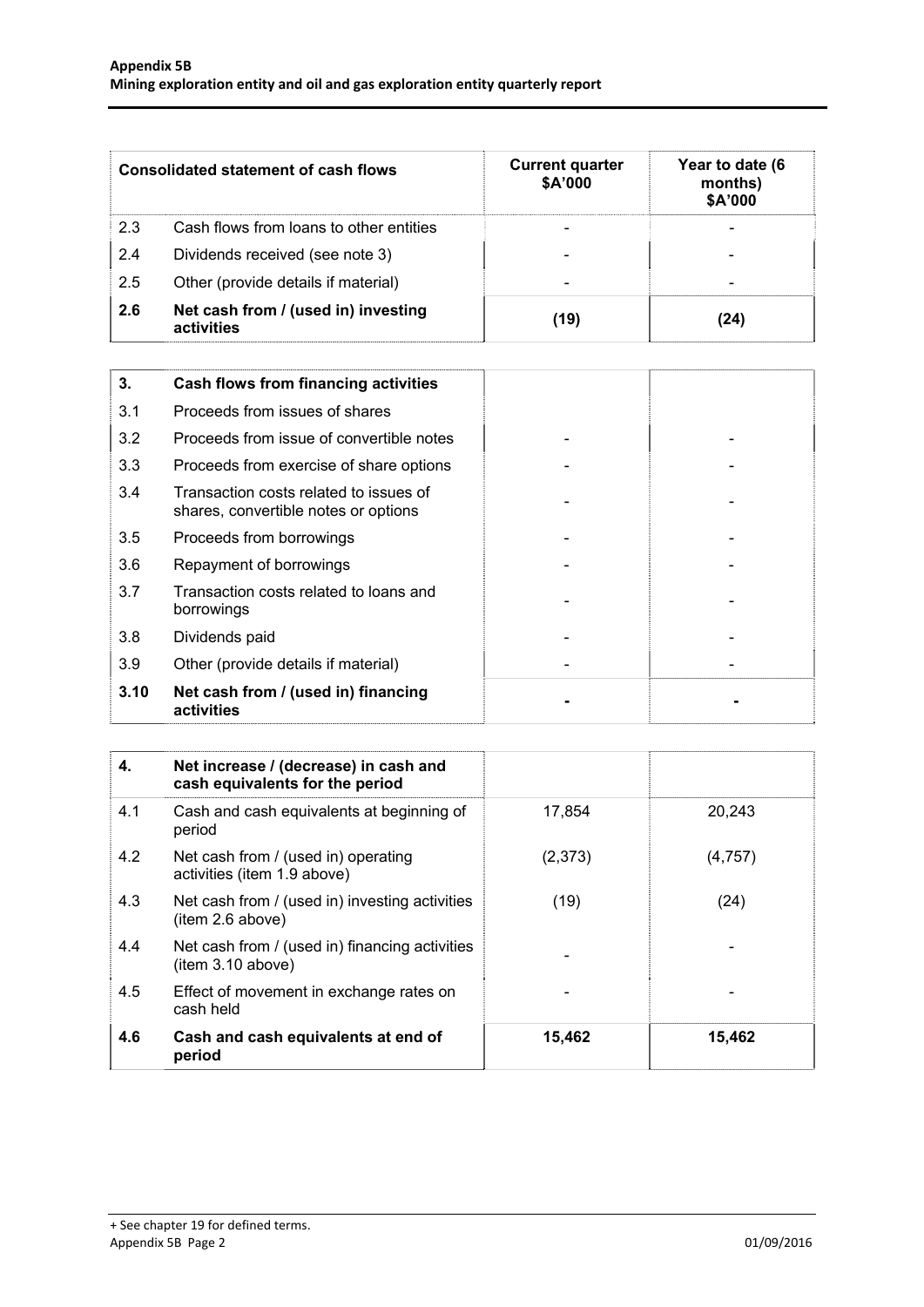| Consolidated statement of cash flows | | Current quarter $A'000 | Year to date (6 months) $A'000 |
|---|---|---|---|
| 2.3 | Cash flows from loans to other entities | - | - |
| 2.4 | Dividends received (see note 3) | - | - |
| 2.5 | Other (provide details if material) | - | - |
| **2.6** | **Net cash from / (used in) investing activities** | **(19)** | **(24)** |

| | | | |
|---|---|---|---|
| **3.** | **Cash flows from financing activities** | | |
| 3.1 | Proceeds from issues of shares | | |
| 3.2 | Proceeds from issue of convertible notes | - | - |
| 3.3 | Proceeds from exercise of share options | - | - |
| 3.4 | Transaction costs related to issues of shares, convertible notes or options | - | - |
| 3.5 | Proceeds from borrowings | - | - |
| 3.6 | Repayment of borrowings | - | - |
| 3.7 | Transaction costs related to loans and borrowings | - | - |
| 3.8 | Dividends paid | - | - |
| 3.9 | Other (provide details if material) | - | - |
| **3.10** | **Net cash from / (used in) financing activities** | **-** | **-** |

| | | | |
|---|---|---|---|
| **4.** | **Net increase / (decrease) in cash and cash equivalents for the period** | | |
| 4.1 | Cash and cash equivalents at beginning of period | 17,854 | 20,243 |
| 4.2 | Net cash from / (used in) operating activities (item 1.9 above) | (2,373) | (4,757) |
| 4.3 | Net cash from / (used in) investing activities (item 2.6 above) | (19) | (24) |
| 4.4 | Net cash from / (used in) financing activities (item 3.10 above) | - | - |
| 4.5 | Effect of movement in exchange rates on cash held | - | - |
| **4.6** | **Cash and cash equivalents at end of period** | **15,462** | **15,462** |

+ See chapter 19 for defined terms.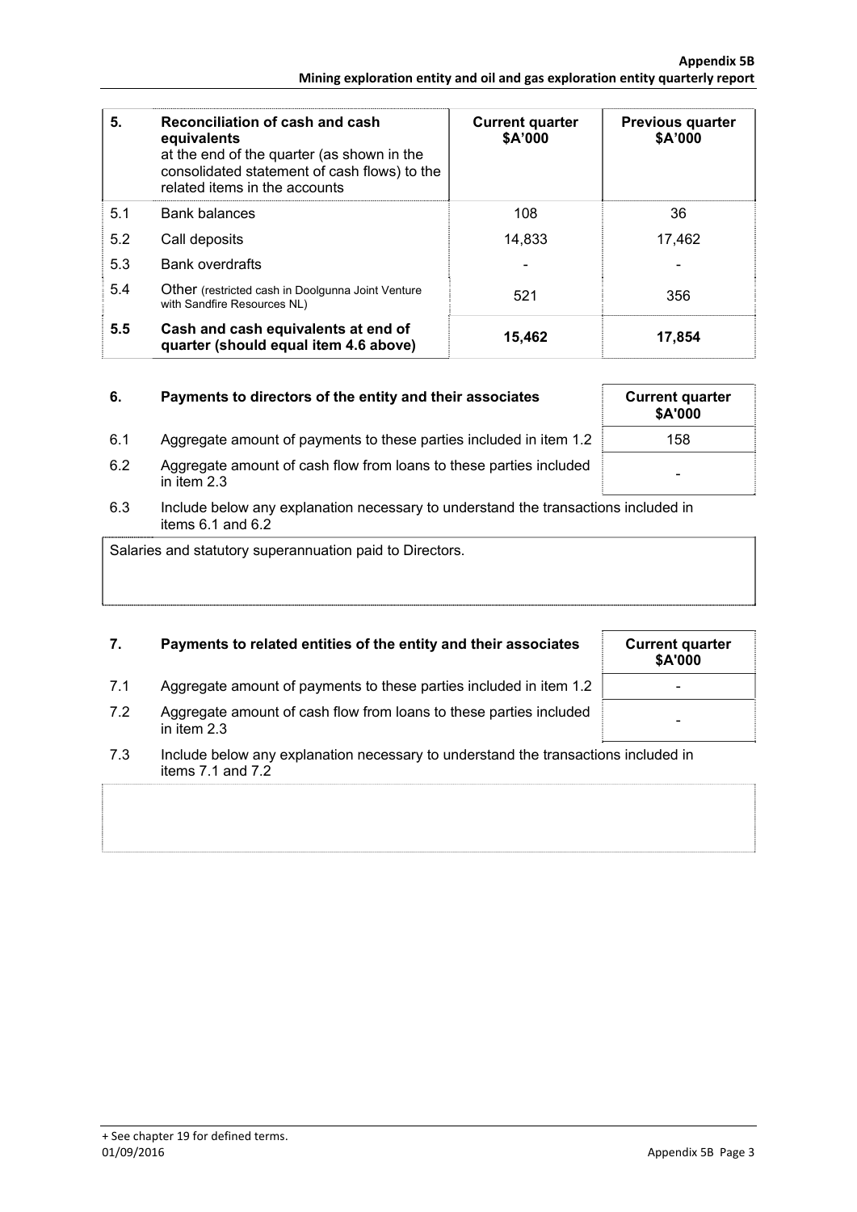| 5. | Reconciliation of cash and cash equivalents at the end of the quarter (as shown in the consolidated statement of cash flows) to the related items in the accounts | Current quarter $A'000 | Previous quarter $A'000 |
|---|---|---|---|
| 5.1 | Bank balances | 108 | 36 |
| 5.2 | Call deposits | 14,833 | 17,462 |
| 5.3 | Bank overdrafts | - | - |
| 5.4 | Other (restricted cash in Doolgunna Joint Venture with Sandfire Resources NL) | 521 | 356 |
| **5.5** | **Cash and cash equivalents at end of quarter (should equal item 4.6 above)** | **15,462** | **17,854** |

| 6. | Payments to directors of the entity and their associates | Current quarter $A'000 |
|---|---|---|
| 6.1 | Aggregate amount of payments to these parties included in item 1.2 | 158 |
| 6.2 | Aggregate amount of cash flow from loans to these parties included in item 2.3 | - |

6.3 Include below any explanation necessary to understand the transactions included in items 6.1 and 6.2

Salaries and statutory superannuation paid to Directors.

| 7. | Payments to related entities of the entity and their associates | Current quarter $A'000 |
|---|---|---|
| 7.1 | Aggregate amount of payments to these parties included in item 1.2 | - |
| 7.2 | Aggregate amount of cash flow from loans to these parties included in item 2.3 | - |

7.3 Include below any explanation necessary to understand the transactions included in items 7.1 and 7.2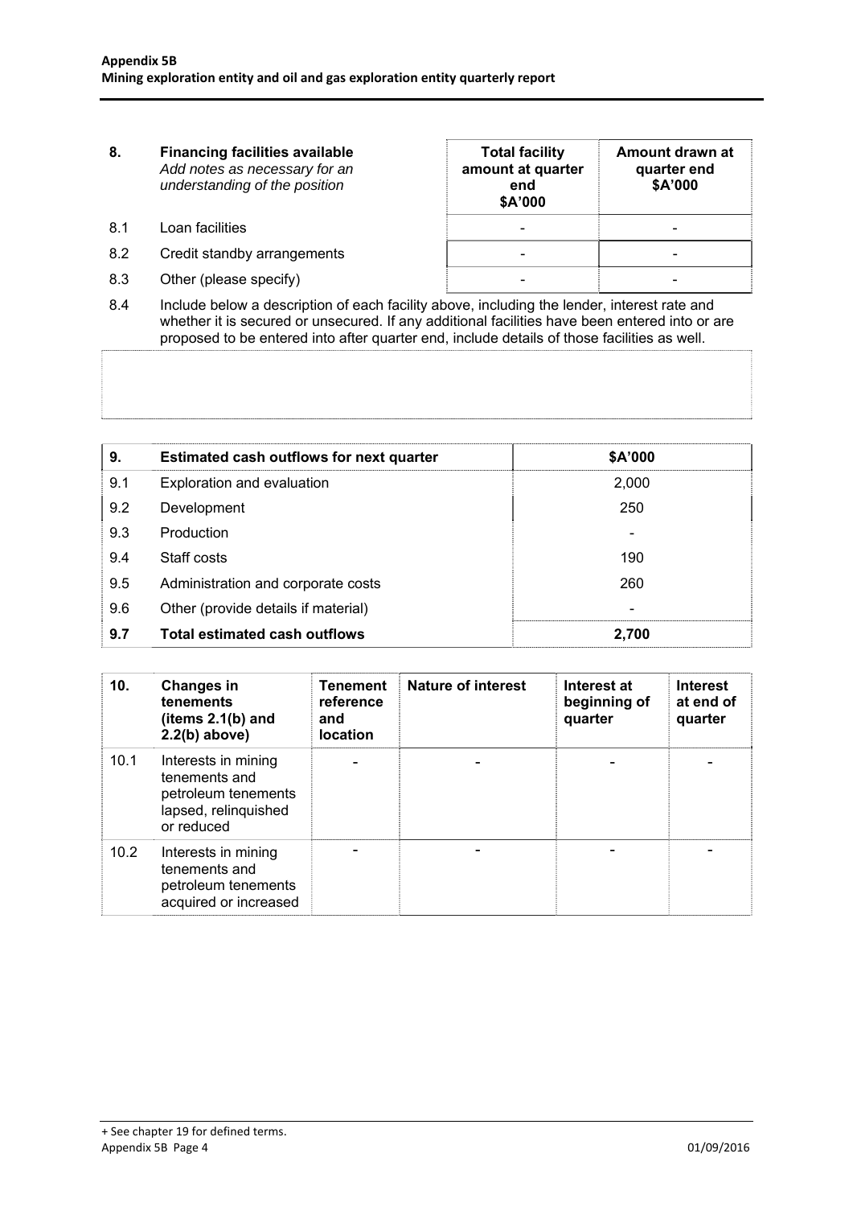| 8. | Financing facilities available *Add notes as necessary for an understanding of the position* | Total facility amount at quarter end \$A'000 | Amount drawn at quarter end \$A'000 |
|---|---|---|---|
| 8.1 | Loan facilities | - | - |
| 8.2 | Credit standby arrangements | - | - |
| 8.3 | Other (please specify) | - | - |

8.4 Include below a description of each facility above, including the lender, interest rate and whether it is secured or unsecured. If any additional facilities have been entered into or are proposed to be entered into after quarter end, include details of those facilities as well.

| 9. | Estimated cash outflows for next quarter | \$A'000 |
|---|---|---|
| 9.1 | Exploration and evaluation | 2,000 |
| 9.2 | Development | 250 |
| 9.3 | Production | - |
| 9.4 | Staff costs | 190 |
| 9.5 | Administration and corporate costs | 260 |
| 9.6 | Other (provide details if material) | - |
| **9.7** | **Total estimated cash outflows** | **2,700** |

| 10. | Changes in tenements (items 2.1(b) and 2.2(b) above) | Tenement reference and location | Nature of interest | Interest at beginning of quarter | Interest at end of quarter |
|---|---|---|---|---|---|
| 10.1 | Interests in mining tenements and petroleum tenements lapsed, relinquished or reduced | - | - | - | - |
| 10.2 | Interests in mining tenements and petroleum tenements acquired or increased | - | - | - | - |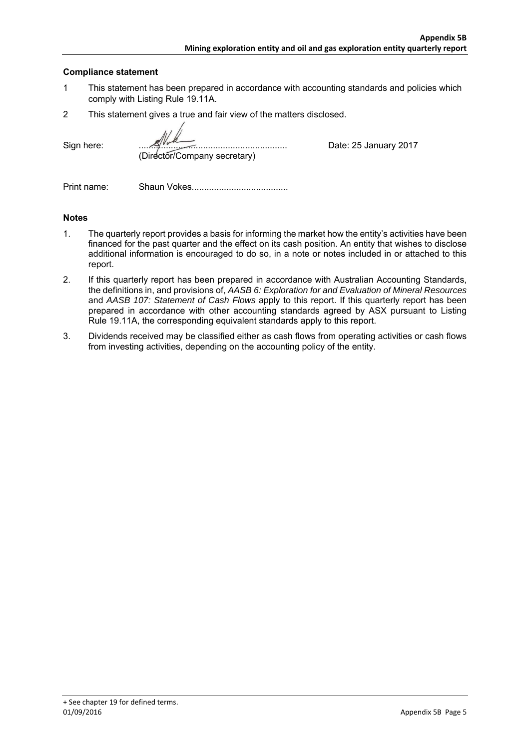**Compliance statement**

1. This statement has been prepared in accordance with accounting standards and policies which comply with Listing Rule 19.11A.
2. This statement gives a true and fair view of the matters disclosed.

Sign here: ............................................................ Date: 25 January 2017
(~~Director~~/Company secretary)

Print name: Shaun Vokes.......................................

**Notes**

1. The quarterly report provides a basis for informing the market how the entity's activities have been financed for the past quarter and the effect on its cash position. An entity that wishes to disclose additional information is encouraged to do so, in a note or notes included in or attached to this report.
2. If this quarterly report has been prepared in accordance with Australian Accounting Standards, the definitions in, and provisions of, *AASB 6: Exploration for and Evaluation of Mineral Resources* and *AASB 107: Statement of Cash Flows* apply to this report. If this quarterly report has been prepared in accordance with other accounting standards agreed by ASX pursuant to Listing Rule 19.11A, the corresponding equivalent standards apply to this report.
3. Dividends received may be classified either as cash flows from operating activities or cash flows from investing activities, depending on the accounting policy of the entity.